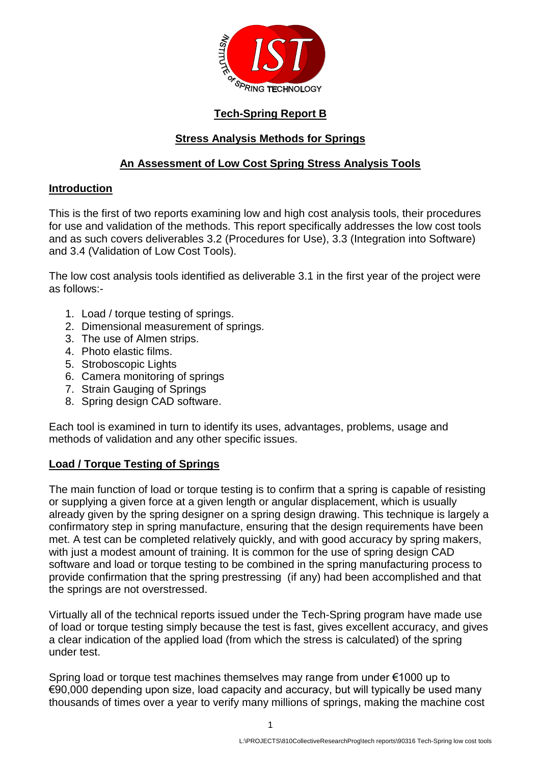# Tech-Spring Report B

## Stress Analysis Methods for Springs

## An Assessment of Low Cost Spring Stress Analysis Tools

### Introduction

This is the first of two reports examining low and high cost analysis tools, their procedures for use and validation of the methods. This report specifically addresses the low cost tools and as such covers deliverables 3.2 (Procedures for Use), 3.3 (Integration into Software) and 3.4 (Validation of Low Cost Tools).

The low cost analysis tools identified as deliverable 3.1 in the first year of the project were as follows:-

1. Load / torque testing of springs.
2. Dimensional measurement of springs.
3. The use of Almen strips.
4. Photo elastic films.
5. Stroboscopic Lights
6. Camera monitoring of springs
7. Strain Gauging of Springs
8. Spring design CAD software.

Each tool is examined in turn to identify its uses, advantages, problems, usage and methods of validation and any other specific issues.

### Load / Torque Testing of Springs

The main function of load or torque testing is to confirm that a spring is capable of resisting or supplying a given force at a given length or angular displacement, which is usually already given by the spring designer on a spring design drawing. This technique is largely a confirmatory step in spring manufacture, ensuring that the design requirements have been met. A test can be completed relatively quickly, and with good accuracy by spring makers, with just a modest amount of training. It is common for the use of spring design CAD software and load or torque testing to be combined in the spring manufacturing process to provide confirmation that the spring prestressing (if any) had been accomplished and that the springs are not overstressed.

Virtually all of the technical reports issued under the Tech-Spring program have made use of load or torque testing simply because the test is fast, gives excellent accuracy, and gives a clear indication of the applied load (from which the stress is calculated) of the spring under test.

Spring load or torque test machines themselves may range from under €1000 up to €90,000 depending upon size, load capacity and accuracy, but will typically be used many thousands of times over a year to verify many millions of springs, making the machine cost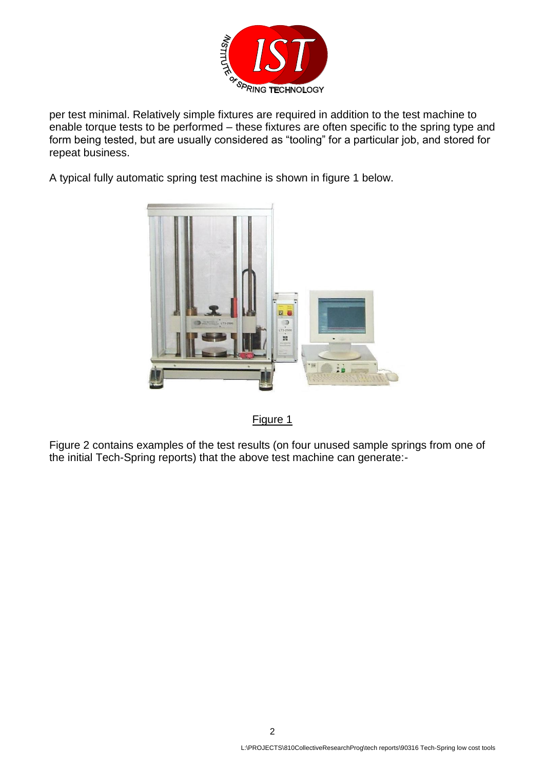per test minimal. Relatively simple fixtures are required in addition to the test machine to enable torque tests to be performed – these fixtures are often specific to the spring type and form being tested, but are usually considered as "tooling" for a particular job, and stored for repeat business.

A typical fully automatic spring test machine is shown in figure 1 below.

Figure 1

Figure 2 contains examples of the test results (on four unused sample springs from one of the initial Tech-Spring reports) that the above test machine can generate:-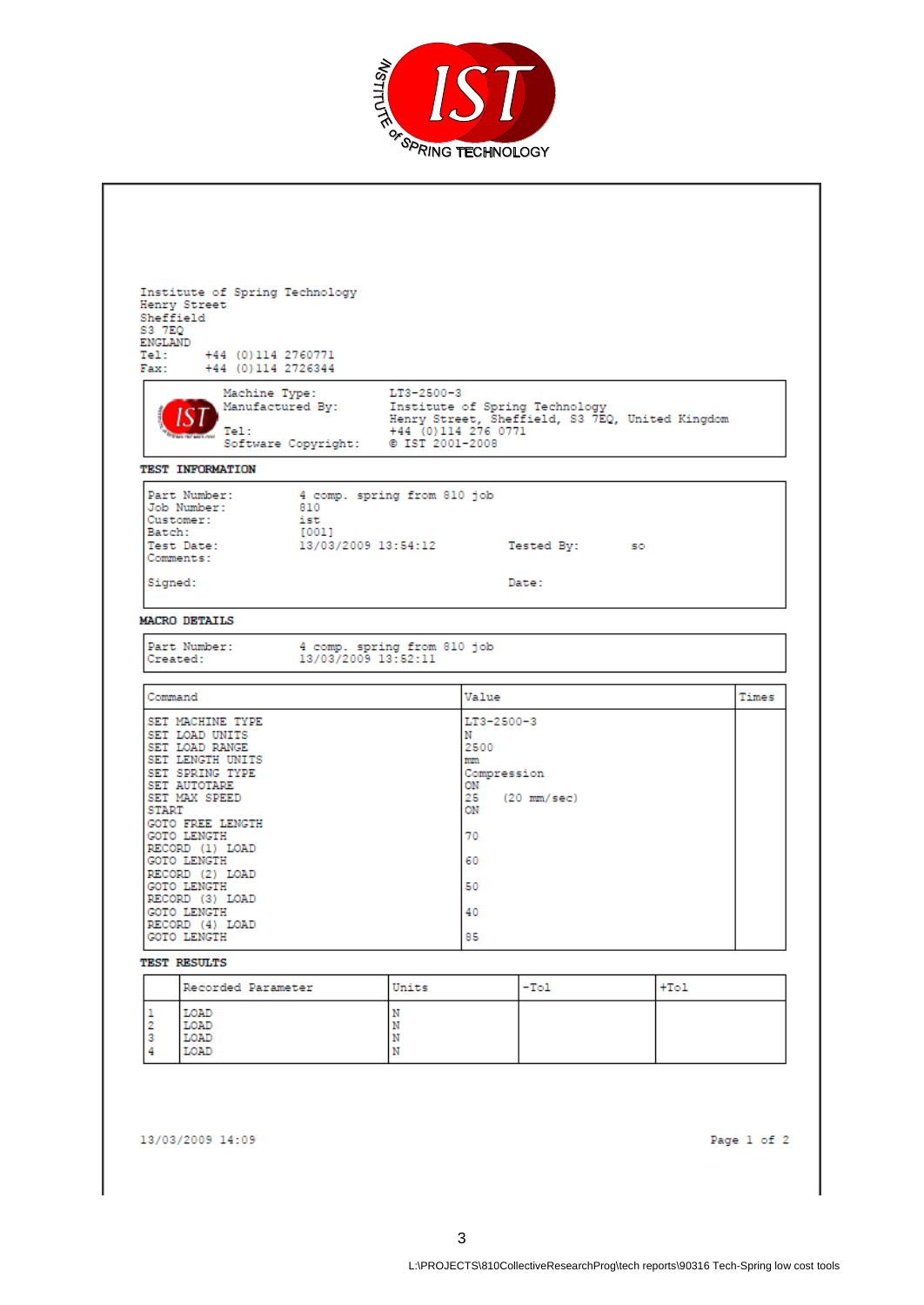Institute of Spring Technology
Henry Street
Sheffield
S3 7EQ
ENGLAND
Tel: +44 (0)114 2760771
Fax: +44 (0)114 2726344

| | |
|---|---|
| Machine Type: | LT3-2500-3 |
| Manufactured By: | Institute of Spring Technology<br>Henry Street, Sheffield, S3 7EQ, United Kingdom |
| Tel: | +44 (0)114 276 0771 |
| Software Copyright: | © IST 2001-2008 |

**TEST INFORMATION**

| | | | |
|---|---|---|---|
| Part Number: | 4 comp. spring from 810 job | | |
| Job Number: | 810 | | |
| Customer: | ist | | |
| Batch: | [001] | | |
| Test Date: | 13/03/2009 13:54:12 | Tested By: | so |
| Comments: | | | |
| Signed: | | Date: | |

**MACRO DETAILS**

| | |
|---|---|
| Part Number: | 4 comp. spring from 810 job |
| Created: | 13/03/2009 13:52:11 |

| Command | Value | Times |
|---|---|---|
| SET MACHINE TYPE | LT3-2500-3 | |
| SET LOAD UNITS | N | |
| SET LOAD RANGE | 2500 | |
| SET LENGTH UNITS | mm | |
| SET SPRING TYPE | Compression | |
| SET AUTOTARE | ON | |
| SET MAX SPEED | 25 (20 mm/sec) | |
| START | ON | |
| GOTO FREE LENGTH | | |
| GOTO LENGTH | 70 | |
| RECORD (1) LOAD | | |
| GOTO LENGTH | 60 | |
| RECORD (2) LOAD | | |
| GOTO LENGTH | 50 | |
| RECORD (3) LOAD | | |
| GOTO LENGTH | 40 | |
| RECORD (4) LOAD | | |
| GOTO LENGTH | 85 | |

**TEST RESULTS**

| | Recorded Parameter | Units | -Tol | +Tol |
|---|---|---|---|---|
| 1 | LOAD | N | | |
| 2 | LOAD | N | | |
| 3 | LOAD | N | | |
| 4 | LOAD | N | | |

13/03/2009 14:09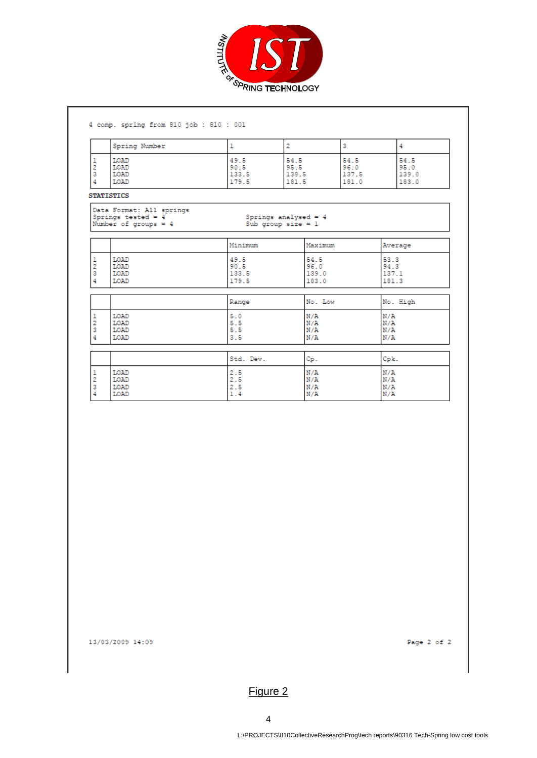4 comp. spring from 810 job : 810 : 001

| | Spring Number | 1 | 2 | 3 | 4 |
|---|---|---|---|---|---|
| 1 | LOAD | 49.5 | 54.5 | 54.5 | 54.5 |
| 2 | LOAD | 90.5 | 95.5 | 96.0 | 95.0 |
| 3 | LOAD | 133.5 | 138.5 | 137.5 | 139.0 |
| 4 | LOAD | 179.5 | 181.5 | 181.0 | 183.0 |

**STATISTICS**

Data Format: All springs
Springs tested = 4 Springs analysed = 4
Number of groups = 4 Sub group size = 1

| | | Minimum | Maximum | Average |
|---|---|---|---|---|
| 1 | LOAD | 49.5 | 54.5 | 53.3 |
| 2 | LOAD | 90.5 | 96.0 | 94.3 |
| 3 | LOAD | 133.5 | 139.0 | 137.1 |
| 4 | LOAD | 179.5 | 183.0 | 181.3 |

| | | Range | No. Low | No. High |
|---|---|---|---|---|
| 1 | LOAD | 5.0 | N/A | N/A |
| 2 | LOAD | 5.5 | N/A | N/A |
| 3 | LOAD | 5.5 | N/A | N/A |
| 4 | LOAD | 3.5 | N/A | N/A |

| | | Std. Dev. | Cp. | Cpk. |
|---|---|---|---|---|
| 1 | LOAD | 2.5 | N/A | N/A |
| 2 | LOAD | 2.5 | N/A | N/A |
| 3 | LOAD | 2.5 | N/A | N/A |
| 4 | LOAD | 1.4 | N/A | N/A |

13/03/2009 14:09

Figure 2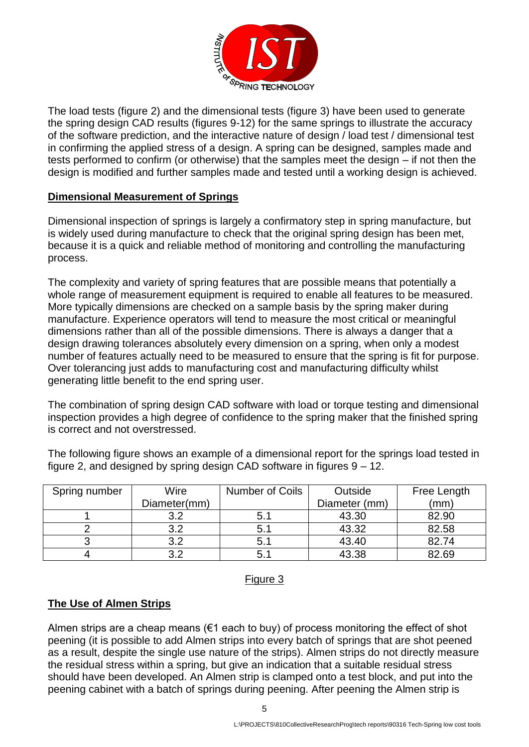The load tests (figure 2) and the dimensional tests (figure 3) have been used to generate the spring design CAD results (figures 9-12) for the same springs to illustrate the accuracy of the software prediction, and the interactive nature of design / load test / dimensional test in confirming the applied stress of a design. A spring can be designed, samples made and tests performed to confirm (or otherwise) that the samples meet the design – if not then the design is modified and further samples made and tested until a working design is achieved.

## Dimensional Measurement of Springs

Dimensional inspection of springs is largely a confirmatory step in spring manufacture, but is widely used during manufacture to check that the original spring design has been met, because it is a quick and reliable method of monitoring and controlling the manufacturing process.

The complexity and variety of spring features that are possible means that potentially a whole range of measurement equipment is required to enable all features to be measured. More typically dimensions are checked on a sample basis by the spring maker during manufacture. Experience operators will tend to measure the most critical or meaningful dimensions rather than all of the possible dimensions. There is always a danger that a design drawing tolerances absolutely every dimension on a spring, when only a modest number of features actually need to be measured to ensure that the spring is fit for purpose. Over tolerancing just adds to manufacturing cost and manufacturing difficulty whilst generating little benefit to the end spring user.

The combination of spring design CAD software with load or torque testing and dimensional inspection provides a high degree of confidence to the spring maker that the finished spring is correct and not overstressed.

The following figure shows an example of a dimensional report for the springs load tested in figure 2, and designed by spring design CAD software in figures 9 – 12.

| Spring number | Wire Diameter(mm) | Number of Coils | Outside Diameter (mm) | Free Length (mm) |
|---|---|---|---|---|
| 1 | 3.2 | 5.1 | 43.30 | 82.90 |
| 2 | 3.2 | 5.1 | 43.32 | 82.58 |
| 3 | 3.2 | 5.1 | 43.40 | 82.74 |
| 4 | 3.2 | 5.1 | 43.38 | 82.69 |

Figure 3

## The Use of Almen Strips

Almen strips are a cheap means (€1 each to buy) of process monitoring the effect of shot peening (it is possible to add Almen strips into every batch of springs that are shot peened as a result, despite the single use nature of the strips). Almen strips do not directly measure the residual stress within a spring, but give an indication that a suitable residual stress should have been developed. An Almen strip is clamped onto a test block, and put into the peening cabinet with a batch of springs during peening. After peening the Almen strip is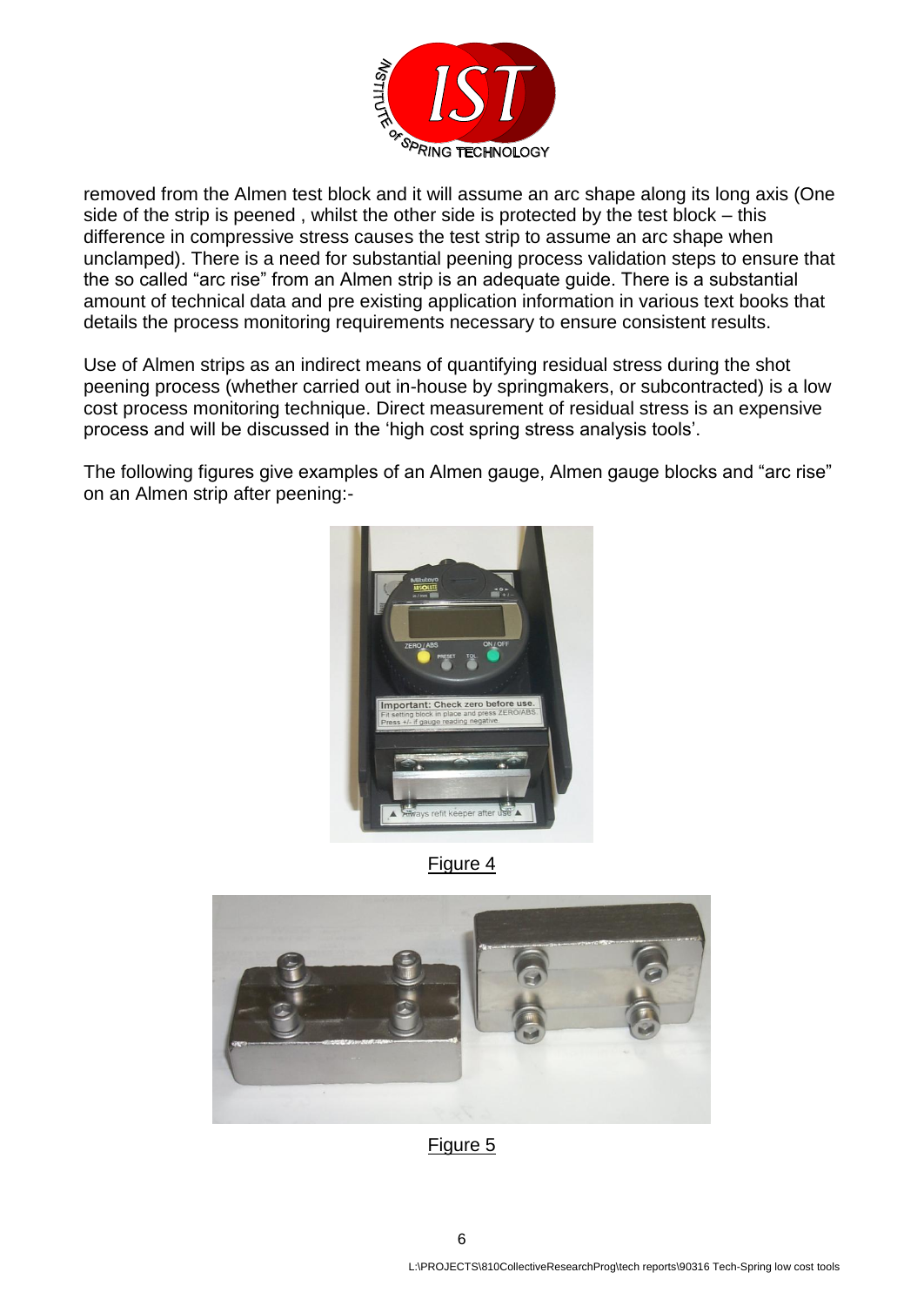removed from the Almen test block and it will assume an arc shape along its long axis (One side of the strip is peened , whilst the other side is protected by the test block – this difference in compressive stress causes the test strip to assume an arc shape when unclamped). There is a need for substantial peening process validation steps to ensure that the so called "arc rise" from an Almen strip is an adequate guide. There is a substantial amount of technical data and pre existing application information in various text books that details the process monitoring requirements necessary to ensure consistent results.

Use of Almen strips as an indirect means of quantifying residual stress during the shot peening process (whether carried out in-house by springmakers, or subcontracted) is a low cost process monitoring technique. Direct measurement of residual stress is an expensive process and will be discussed in the 'high cost spring stress analysis tools'.

The following figures give examples of an Almen gauge, Almen gauge blocks and "arc rise" on an Almen strip after peening:-

Figure 4

Figure 5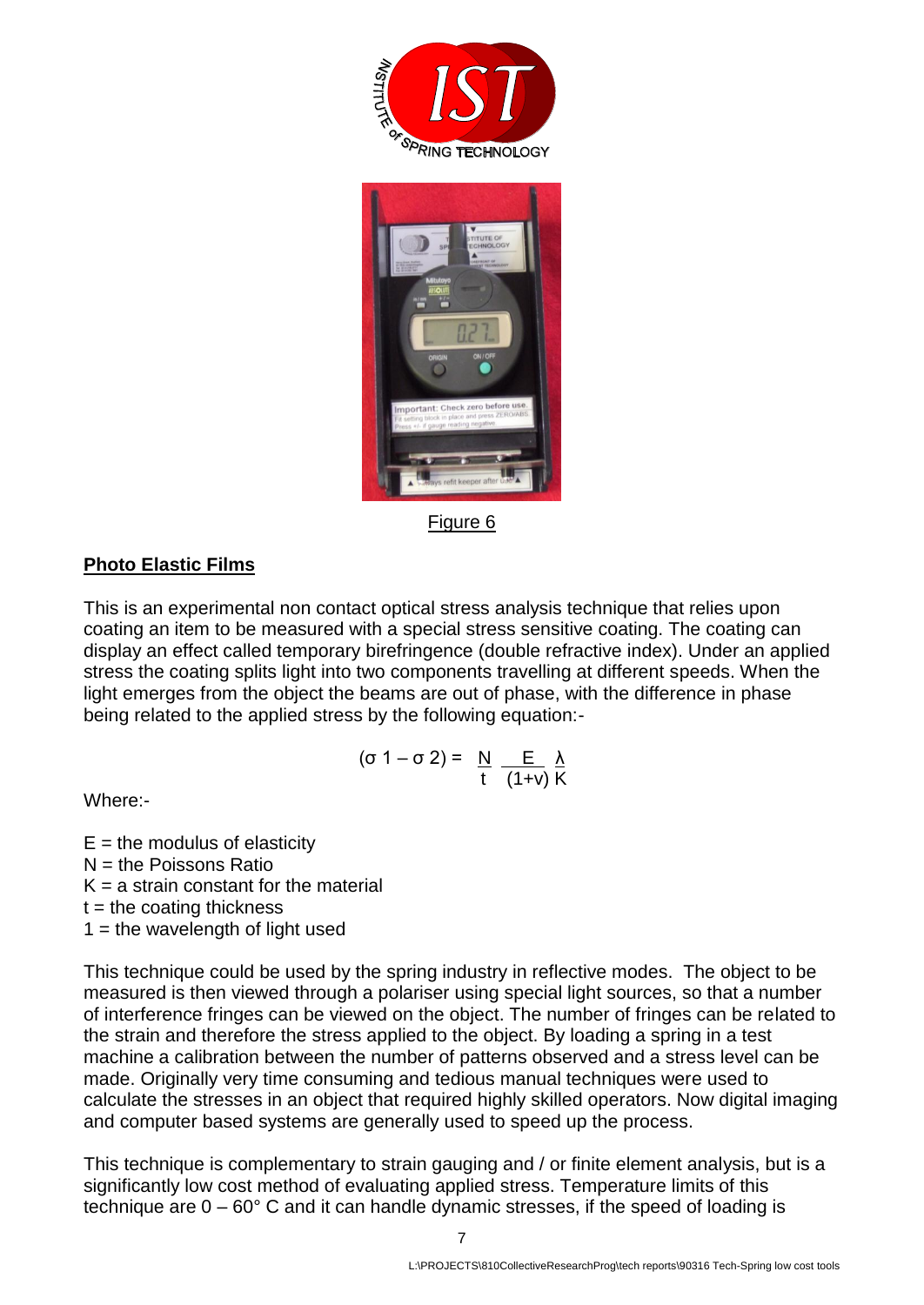Figure 6

## Photo Elastic Films

This is an experimental non contact optical stress analysis technique that relies upon coating an item to be measured with a special stress sensitive coating. The coating can display an effect called temporary birefringence (double refractive index). Under an applied stress the coating splits light into two components travelling at different speeds. When the light emerges from the object the beams are out of phase, with the difference in phase being related to the applied stress by the following equation:-

$$(\sigma 1 - \sigma 2) = \frac{N}{t} \frac{E}{(1+v)} \frac{\lambda}{K}$$

Where:-

E = the modulus of elasticity
N = the Poissons Ratio
K = a strain constant for the material
t = the coating thickness
1 = the wavelength of light used

This technique could be used by the spring industry in reflective modes. The object to be measured is then viewed through a polariser using special light sources, so that a number of interference fringes can be viewed on the object. The number of fringes can be related to the strain and therefore the stress applied to the object. By loading a spring in a test machine a calibration between the number of patterns observed and a stress level can be made. Originally very time consuming and tedious manual techniques were used to calculate the stresses in an object that required highly skilled operators. Now digital imaging and computer based systems are generally used to speed up the process.

This technique is complementary to strain gauging and / or finite element analysis, but is a significantly low cost method of evaluating applied stress. Temperature limits of this technique are 0 – 60° C and it can handle dynamic stresses, if the speed of loading is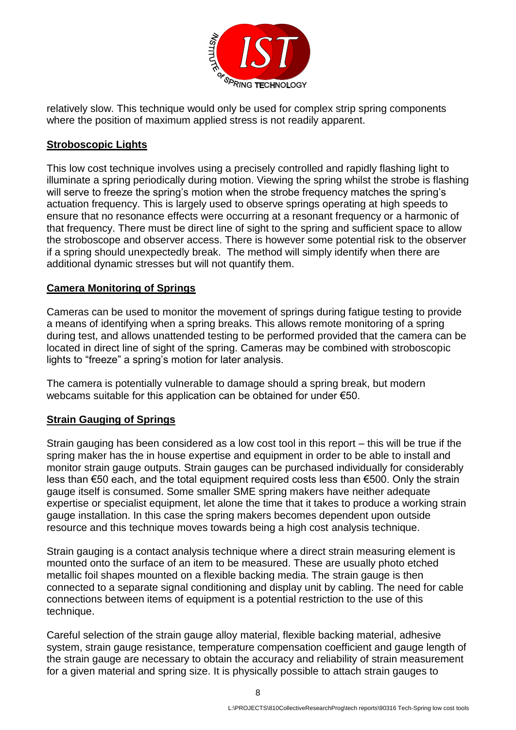relatively slow. This technique would only be used for complex strip spring components where the position of maximum applied stress is not readily apparent.

## Stroboscopic Lights

This low cost technique involves using a precisely controlled and rapidly flashing light to illuminate a spring periodically during motion. Viewing the spring whilst the strobe is flashing will serve to freeze the spring's motion when the strobe frequency matches the spring's actuation frequency. This is largely used to observe springs operating at high speeds to ensure that no resonance effects were occurring at a resonant frequency or a harmonic of that frequency. There must be direct line of sight to the spring and sufficient space to allow the stroboscope and observer access. There is however some potential risk to the observer if a spring should unexpectedly break. The method will simply identify when there are additional dynamic stresses but will not quantify them.

## Camera Monitoring of Springs

Cameras can be used to monitor the movement of springs during fatigue testing to provide a means of identifying when a spring breaks. This allows remote monitoring of a spring during test, and allows unattended testing to be performed provided that the camera can be located in direct line of sight of the spring. Cameras may be combined with stroboscopic lights to "freeze" a spring's motion for later analysis.

The camera is potentially vulnerable to damage should a spring break, but modern webcams suitable for this application can be obtained for under €50.

## Strain Gauging of Springs

Strain gauging has been considered as a low cost tool in this report – this will be true if the spring maker has the in house expertise and equipment in order to be able to install and monitor strain gauge outputs. Strain gauges can be purchased individually for considerably less than €50 each, and the total equipment required costs less than €500. Only the strain gauge itself is consumed. Some smaller SME spring makers have neither adequate expertise or specialist equipment, let alone the time that it takes to produce a working strain gauge installation. In this case the spring makers becomes dependent upon outside resource and this technique moves towards being a high cost analysis technique.

Strain gauging is a contact analysis technique where a direct strain measuring element is mounted onto the surface of an item to be measured. These are usually photo etched metallic foil shapes mounted on a flexible backing media. The strain gauge is then connected to a separate signal conditioning and display unit by cabling. The need for cable connections between items of equipment is a potential restriction to the use of this technique.

Careful selection of the strain gauge alloy material, flexible backing material, adhesive system, strain gauge resistance, temperature compensation coefficient and gauge length of the strain gauge are necessary to obtain the accuracy and reliability of strain measurement for a given material and spring size. It is physically possible to attach strain gauges to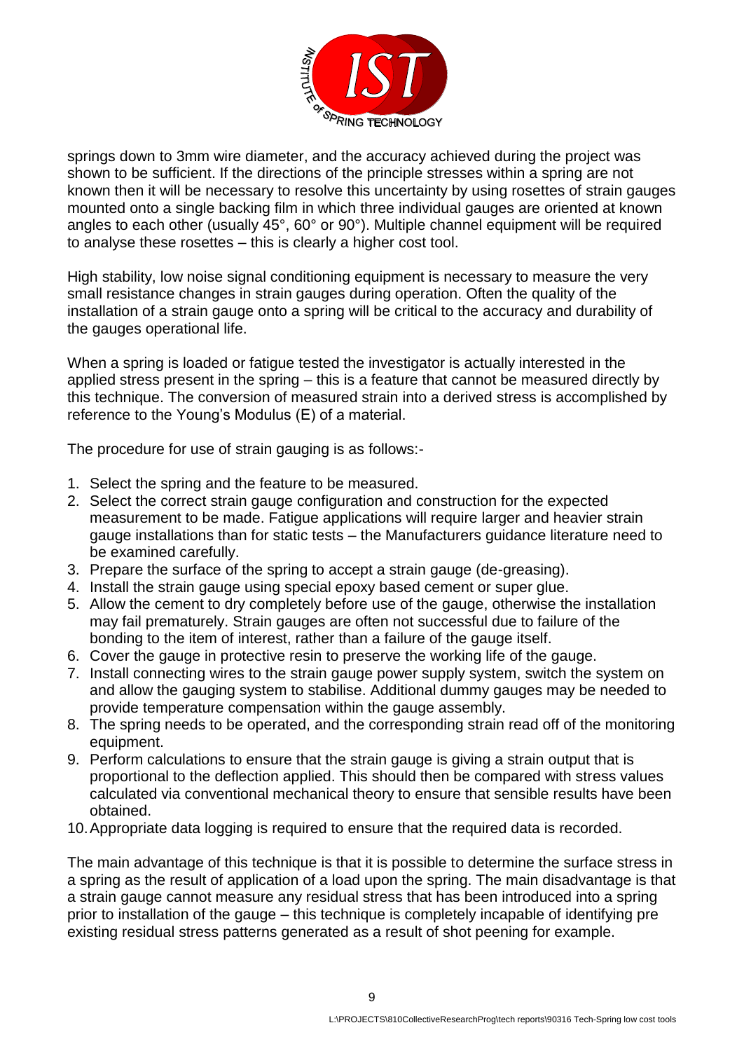springs down to 3mm wire diameter, and the accuracy achieved during the project was shown to be sufficient. If the directions of the principle stresses within a spring are not known then it will be necessary to resolve this uncertainty by using rosettes of strain gauges mounted onto a single backing film in which three individual gauges are oriented at known angles to each other (usually 45°, 60° or 90°). Multiple channel equipment will be required to analyse these rosettes – this is clearly a higher cost tool.

High stability, low noise signal conditioning equipment is necessary to measure the very small resistance changes in strain gauges during operation. Often the quality of the installation of a strain gauge onto a spring will be critical to the accuracy and durability of the gauges operational life.

When a spring is loaded or fatigue tested the investigator is actually interested in the applied stress present in the spring – this is a feature that cannot be measured directly by this technique. The conversion of measured strain into a derived stress is accomplished by reference to the Young's Modulus (E) of a material.

The procedure for use of strain gauging is as follows:-

1. Select the spring and the feature to be measured.
2. Select the correct strain gauge configuration and construction for the expected measurement to be made. Fatigue applications will require larger and heavier strain gauge installations than for static tests – the Manufacturers guidance literature need to be examined carefully.
3. Prepare the surface of the spring to accept a strain gauge (de-greasing).
4. Install the strain gauge using special epoxy based cement or super glue.
5. Allow the cement to dry completely before use of the gauge, otherwise the installation may fail prematurely. Strain gauges are often not successful due to failure of the bonding to the item of interest, rather than a failure of the gauge itself.
6. Cover the gauge in protective resin to preserve the working life of the gauge.
7. Install connecting wires to the strain gauge power supply system, switch the system on and allow the gauging system to stabilise. Additional dummy gauges may be needed to provide temperature compensation within the gauge assembly.
8. The spring needs to be operated, and the corresponding strain read off of the monitoring equipment.
9. Perform calculations to ensure that the strain gauge is giving a strain output that is proportional to the deflection applied. This should then be compared with stress values calculated via conventional mechanical theory to ensure that sensible results have been obtained.
10. Appropriate data logging is required to ensure that the required data is recorded.

The main advantage of this technique is that it is possible to determine the surface stress in a spring as the result of application of a load upon the spring. The main disadvantage is that a strain gauge cannot measure any residual stress that has been introduced into a spring prior to installation of the gauge – this technique is completely incapable of identifying pre existing residual stress patterns generated as a result of shot peening for example.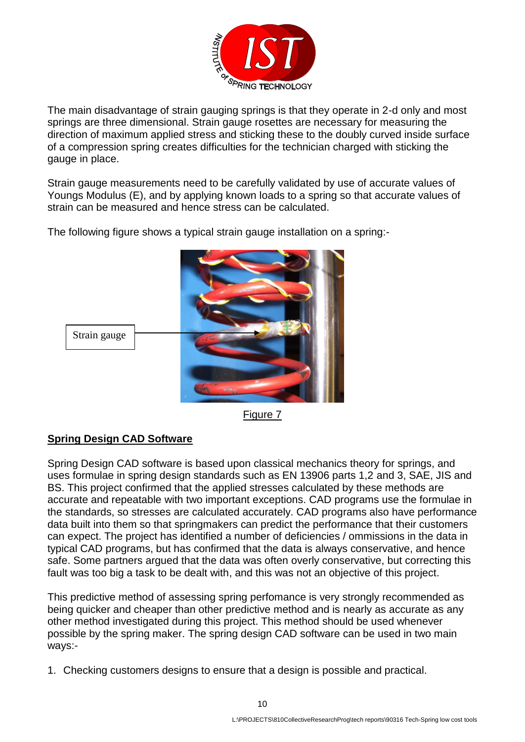The main disadvantage of strain gauging springs is that they operate in 2-d only and most springs are three dimensional. Strain gauge rosettes are necessary for measuring the direction of maximum applied stress and sticking these to the doubly curved inside surface of a compression spring creates difficulties for the technician charged with sticking the gauge in place.

Strain gauge measurements need to be carefully validated by use of accurate values of Youngs Modulus (E), and by applying known loads to a spring so that accurate values of strain can be measured and hence stress can be calculated.

The following figure shows a typical strain gauge installation on a spring:-

Strain gauge

Figure 7

## Spring Design CAD Software

Spring Design CAD software is based upon classical mechanics theory for springs, and uses formulae in spring design standards such as EN 13906 parts 1,2 and 3, SAE, JIS and BS. This project confirmed that the applied stresses calculated by these methods are accurate and repeatable with two important exceptions. CAD programs use the formulae in the standards, so stresses are calculated accurately. CAD programs also have performance data built into them so that springmakers can predict the performance that their customers can expect. The project has identified a number of deficiencies / ommissions in the data in typical CAD programs, but has confirmed that the data is always conservative, and hence safe. Some partners argued that the data was often overly conservative, but correcting this fault was too big a task to be dealt with, and this was not an objective of this project.

This predictive method of assessing spring perfomance is very strongly recommended as being quicker and cheaper than other predictive method and is nearly as accurate as any other method investigated during this project. This method should be used whenever possible by the spring maker. The spring design CAD software can be used in two main ways:-

1. Checking customers designs to ensure that a design is possible and practical.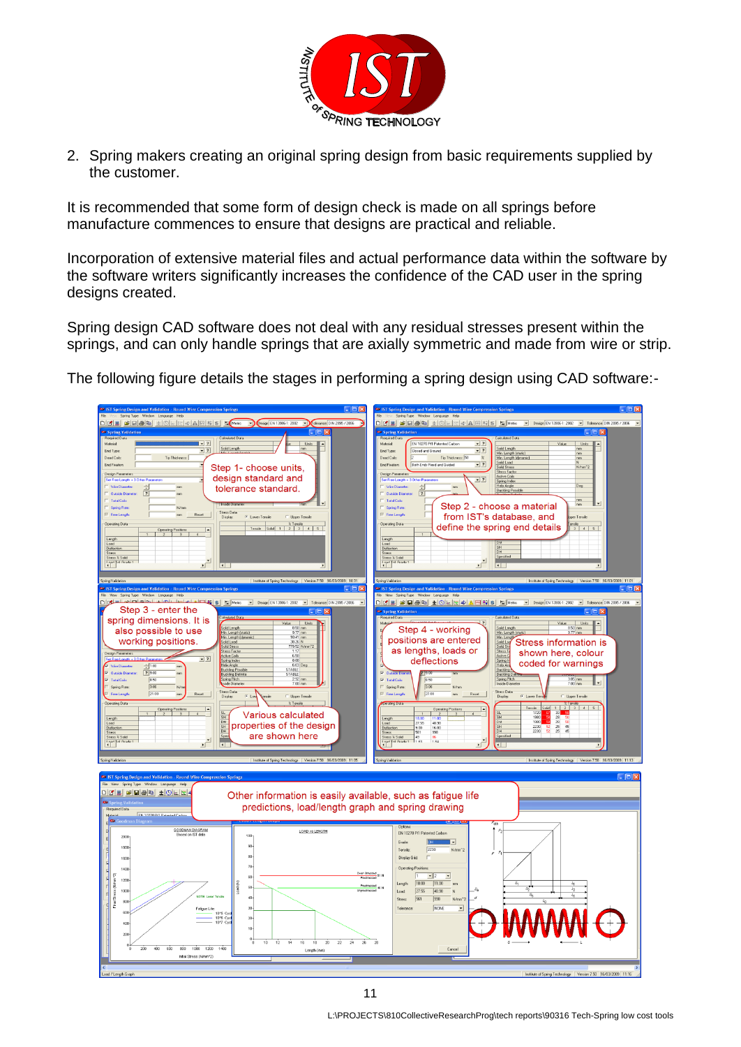2. Spring makers creating an original spring design from basic requirements supplied by the customer.

It is recommended that some form of design check is made on all springs before manufacture commences to ensure that designs are practical and reliable.

Incorporation of extensive material files and actual performance data within the software by the software writers significantly increases the confidence of the CAD user in the spring designs created.

Spring design CAD software does not deal with any residual stresses present within the springs, and can only handle springs that are axially symmetric and made from wire or strip.

The following figure details the stages in performing a spring design using CAD software:-

Step 1- choose units, design standard and tolerance standard.

Step 2 - choose a material from IST's database, and define the spring end details

Step 3 - enter the spring dimensions. It is also possible to use working positions.

Various calculated properties of the design are shown here

Step 4 - working positions are entered as lengths, loads or deflections

Stress information is shown here, colour coded for warnings

Other information is easily available, such as fatigue life predictions, load/length graph and spring drawing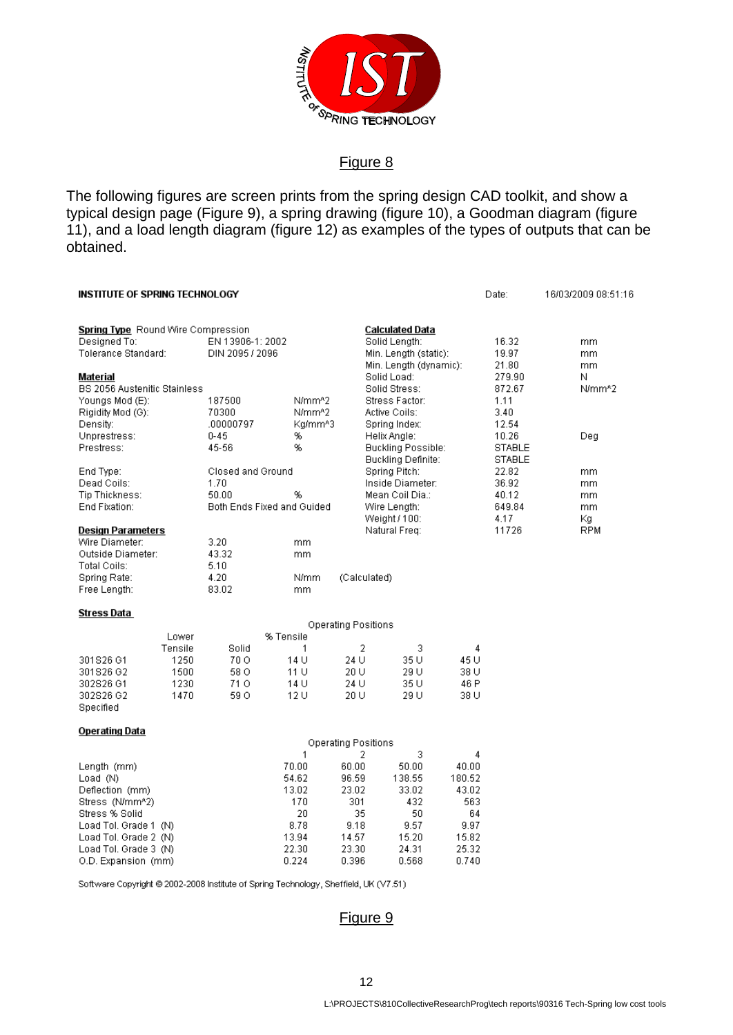INSTITUTE OF SPRING TECHNOLOGY

Figure 8

The following figures are screen prints from the spring design CAD toolkit, and show a typical design page (Figure 9), a spring drawing (figure 10), a Goodman diagram (figure 11), and a load length diagram (figure 12) as examples of the types of outputs that can be obtained.

**INSTITUTE OF SPRING TECHNOLOGY** Date: 16/03/2009 08:51:16

**Spring Type** Round Wire Compression

| | | |
|---|---|---|
| Designed To: | EN 13906-1: 2002 | |
| Tolerance Standard: | DIN 2095 / 2096 | |

**Material**

BS 2056 Austenitic Stainless

| | | |
|---|---|---|
| Youngs Mod (E): | 187500 | N/mm^2 |
| Rigidity Mod (G): | 70300 | N/mm^2 |
| Density: | .00000797 | Kg/mm^3 |
| Unprestress: | 0-45 | % |
| Prestress: | 45-56 | % |
| End Type: | Closed and Ground | |
| Dead Coils: | 1.70 | |
| Tip Thickness: | 50.00 | % |
| End Fixation: | Both Ends Fixed and Guided | |

**Design Parameters**

| | | | |
|---|---|---|---|
| Wire Diameter: | 3.20 | mm | |
| Outside Diameter: | 43.32 | mm | |
| Total Coils: | 5.10 | | |
| Spring Rate: | 4.20 | N/mm | (Calculated) |
| Free Length: | 83.02 | mm | |

**Calculated Data**

| | | |
|---|---|---|
| Solid Length: | 16.32 | mm |
| Min. Length (static): | 19.97 | mm |
| Min. Length (dynamic): | 21.80 | mm |
| Solid Load: | 279.90 | N |
| Solid Stress: | 872.67 | N/mm^2 |
| Stress Factor: | 1.11 | |
| Active Coils: | 3.40 | |
| Spring Index: | 12.54 | |
| Helix Angle: | 10.26 | Deg |
| Buckling Possible: | STABLE | |
| Buckling Definite: | STABLE | |
| Spring Pitch: | 22.82 | mm |
| Inside Diameter: | 36.92 | mm |
| Mean Coil Dia.: | 40.12 | mm |
| Wire Length: | 649.84 | mm |
| Weight / 100: | 4.17 | Kg |
| Natural Freq: | 11726 | RPM |

**Stress Data**

| | Lower Tensile | Solid | % Tensile (Operating Positions) 1 | 2 | 3 | 4 |
|---|---|---|---|---|---|---|
| 301S26 G1 | 1250 | 70 O | 14 U | 24 U | 35 U | 45 U |
| 301S26 G2 | 1500 | 58 O | 11 U | 20 U | 29 U | 38 U |
| 302S26 G1 | 1230 | 71 O | 14 U | 24 U | 35 U | 46 P |
| 302S26 G2 | 1470 | 59 O | 12 U | 20 U | 29 U | 38 U |
| Specified | | | | | | |

**Operating Data**

| | Operating Positions 1 | 2 | 3 | 4 |
|---|---|---|---|---|
| Length (mm) | 70.00 | 60.00 | 50.00 | 40.00 |
| Load (N) | 54.62 | 96.59 | 138.55 | 180.52 |
| Deflection (mm) | 13.02 | 23.02 | 33.02 | 43.02 |
| Stress (N/mm^2) | 170 | 301 | 432 | 563 |
| Stress % Solid | 20 | 35 | 50 | 64 |
| Load Tol. Grade 1 (N) | 8.78 | 9.18 | 9.57 | 9.97 |
| Load Tol. Grade 2 (N) | 13.94 | 14.57 | 15.20 | 15.82 |
| Load Tol. Grade 3 (N) | 22.30 | 23.30 | 24.31 | 25.32 |
| O.D. Expansion (mm) | 0.224 | 0.396 | 0.568 | 0.740 |

Software Copyright © 2002-2008 Institute of Spring Technology, Sheffield, UK (V7.51)

Figure 9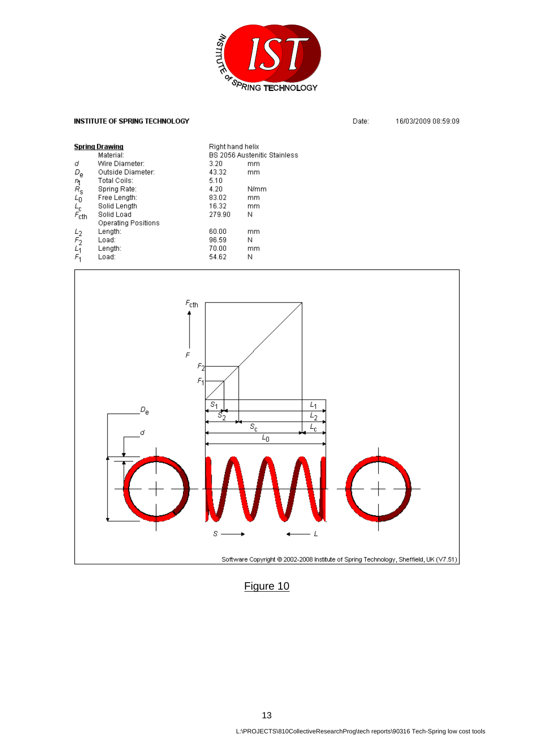INSTITUTE OF SPRING TECHNOLOGY

Date: 16/03/2009 08:59:09

**Spring Drawing**

| | | | |
|---|---|---|---|
| | Material: | Right hand helix<br>BS 2056 Austenitic Stainless | |
| $d$ | Wire Diameter: | 3.20 | mm |
| $D_e$ | Outside Diameter: | 43.32 | mm |
| $n_t$ | Total Coils: | 5.10 | |
| $R_s$ | Spring Rate: | 4.20 | N/mm |
| $L_0$ | Free Length: | 83.02 | mm |
| $L_c$ | Solid Length | 16.32 | mm |
| $F_{cth}$ | Solid Load | 279.90 | N |
| | Operating Positions | | |
| $L_2$ | Length: | 60.00 | mm |
| $F_2$ | Load: | 96.59 | N |
| $L_1$ | Length: | 70.00 | mm |
| $F_1$ | Load: | 54.62 | N |

$F_{cth}$

$F$

$F_2$

$F_1$

$S_1$ $L_1$

$S_2$ $L_2$

$S_c$ $L_c$

$L_0$

$D_e$

$d$

$S$ $L$

Software Copyright © 2002-2008 Institute of Spring Technology, Sheffield, UK (V7.51)

Figure 10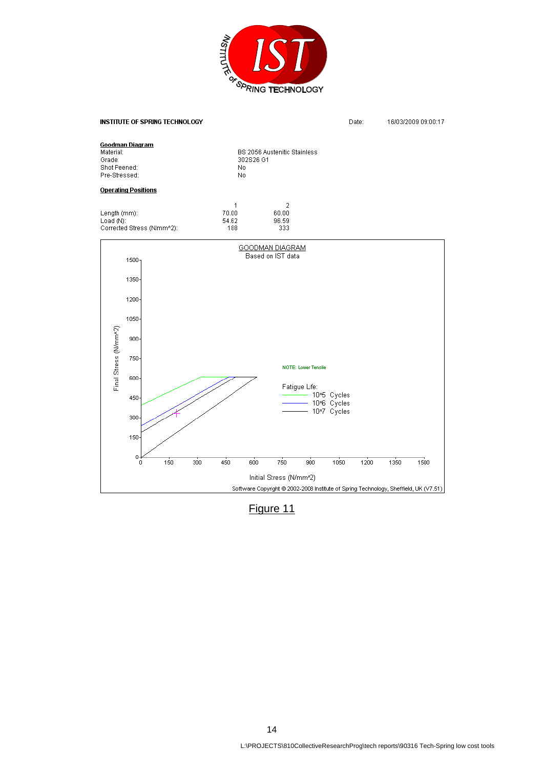INSTITUTE OF SPRING TECHNOLOGY

Date: 16/03/2009 09:00:17

**Goodman Diagram**

| | |
|---|---|
| Material: | BS 2056 Austenitic Stainless |
| Grade: | 302S26 G1 |
| Shot Peened: | No |
| Pre-Stressed: | No |

**Operating Positions**

| | 1 | 2 |
|---|---|---|
| Length (mm): | 70.00 | 60.00 |
| Load (N): | 54.62 | 96.59 |
| Corrected Stress (N/mm^2): | 188 | 333 |

GOODMAN DIAGRAM
Based on IST data

Final Stress (N/mm^2)
1500
1350
1200
1050
900
750
600
450
300
150
0

Initial Stress (N/mm^2)
0 150 300 450 600 750 900 1050 1200 1350 1500

NOTE: Lower Tensile

Fatigue Life:
10^5 Cycles
10^6 Cycles
10^7 Cycles

Software Copyright © 2002-2008 Institute of Spring Technology, Sheffield, UK (V7.51)

Figure 11

L:\PROJECTS\810CollectiveResearchProg\tech reports\90316 Tech-Spring low cost tools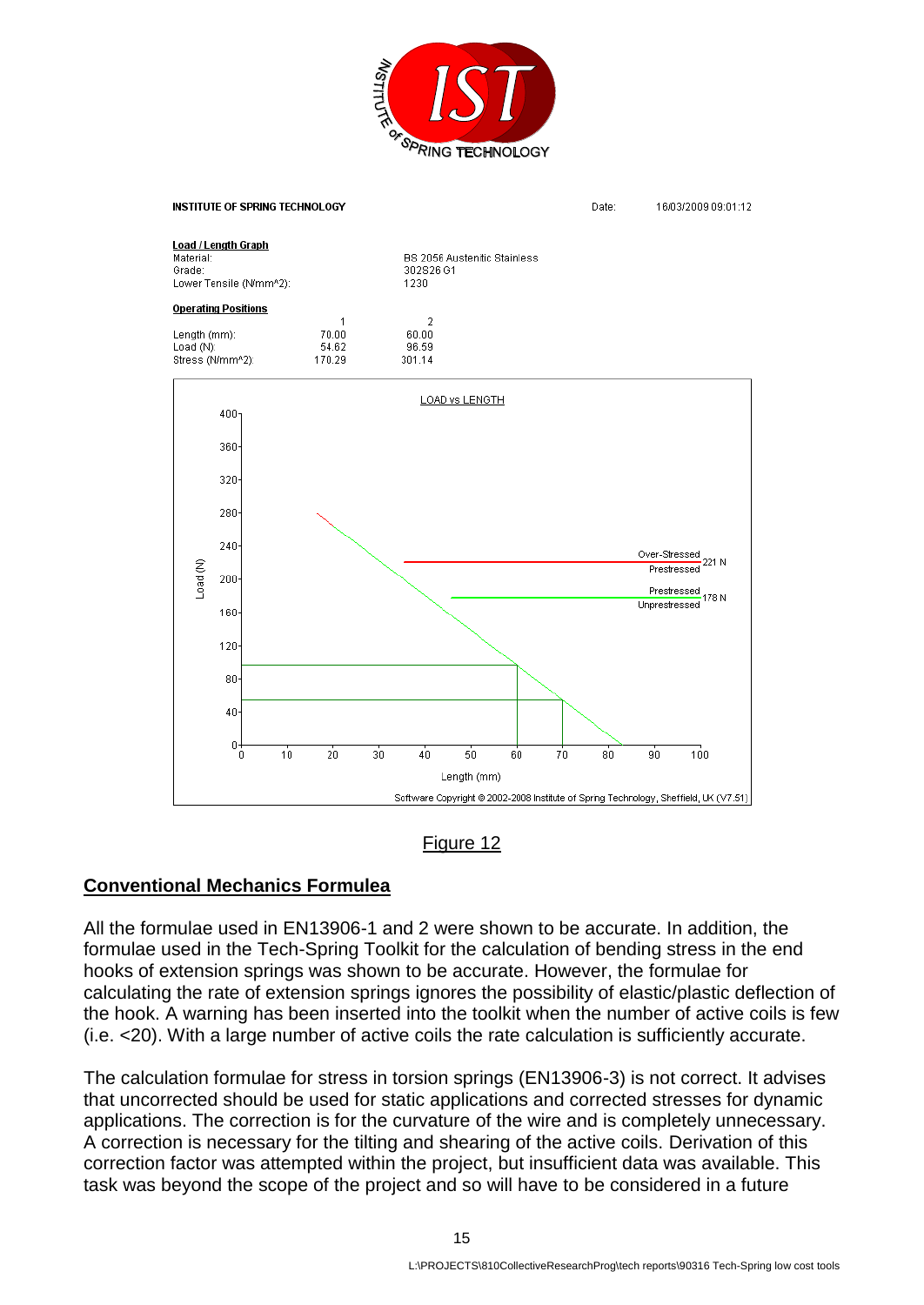INSTITUTE OF SPRING TECHNOLOGY

Date: 16/03/2009 09:01:12

**Load / Length Graph**

| | |
|---|---|
| Material: | BS 2056 Austenitic Stainless |
| Grade: | 302S26 G1 |
| Lower Tensile (N/mm^2): | 1230 |

**Operating Positions**

| | 1 | 2 |
|---|---|---|
| Length (mm): | 70.00 | 60.00 |
| Load (N): | 54.62 | 96.59 |
| Stress (N/mm^2): | 170.29 | 301.14 |

LOAD vs LENGTH

Load (N)

400
360
320
280
240
200
160
120
80
40
0

Over-Stressed
Prestressed
221 N

Prestressed
Unprestressed
178 N

0
10
20
30
40
50
60
70
80
90
100

Length (mm)

Software Copyright © 2002-2008 Institute of Spring Technology, Sheffield, UK (V7.51)

Figure 12

## Conventional Mechanics Formulea

All the formulae used in EN13906-1 and 2 were shown to be accurate. In addition, the formulae used in the Tech-Spring Toolkit for the calculation of bending stress in the end hooks of extension springs was shown to be accurate. However, the formulae for calculating the rate of extension springs ignores the possibility of elastic/plastic deflection of the hook. A warning has been inserted into the toolkit when the number of active coils is few (i.e. <20). With a large number of active coils the rate calculation is sufficiently accurate.

The calculation formulae for stress in torsion springs (EN13906-3) is not correct. It advises that uncorrected should be used for static applications and corrected stresses for dynamic applications. The correction is for the curvature of the wire and is completely unnecessary. A correction is necessary for the tilting and shearing of the active coils. Derivation of this correction factor was attempted within the project, but insufficient data was available. This task was beyond the scope of the project and so will have to be considered in a future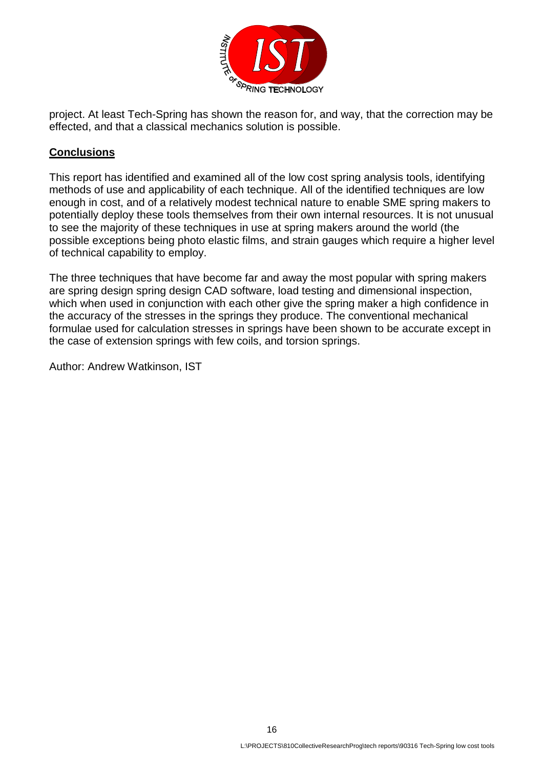project. At least Tech-Spring has shown the reason for, and way, that the correction may be effected, and that a classical mechanics solution is possible.

## Conclusions

This report has identified and examined all of the low cost spring analysis tools, identifying methods of use and applicability of each technique. All of the identified techniques are low enough in cost, and of a relatively modest technical nature to enable SME spring makers to potentially deploy these tools themselves from their own internal resources. It is not unusual to see the majority of these techniques in use at spring makers around the world (the possible exceptions being photo elastic films, and strain gauges which require a higher level of technical capability to employ.

The three techniques that have become far and away the most popular with spring makers are spring design spring design CAD software, load testing and dimensional inspection, which when used in conjunction with each other give the spring maker a high confidence in the accuracy of the stresses in the springs they produce. The conventional mechanical formulae used for calculation stresses in springs have been shown to be accurate except in the case of extension springs with few coils, and torsion springs.

Author: Andrew Watkinson, IST